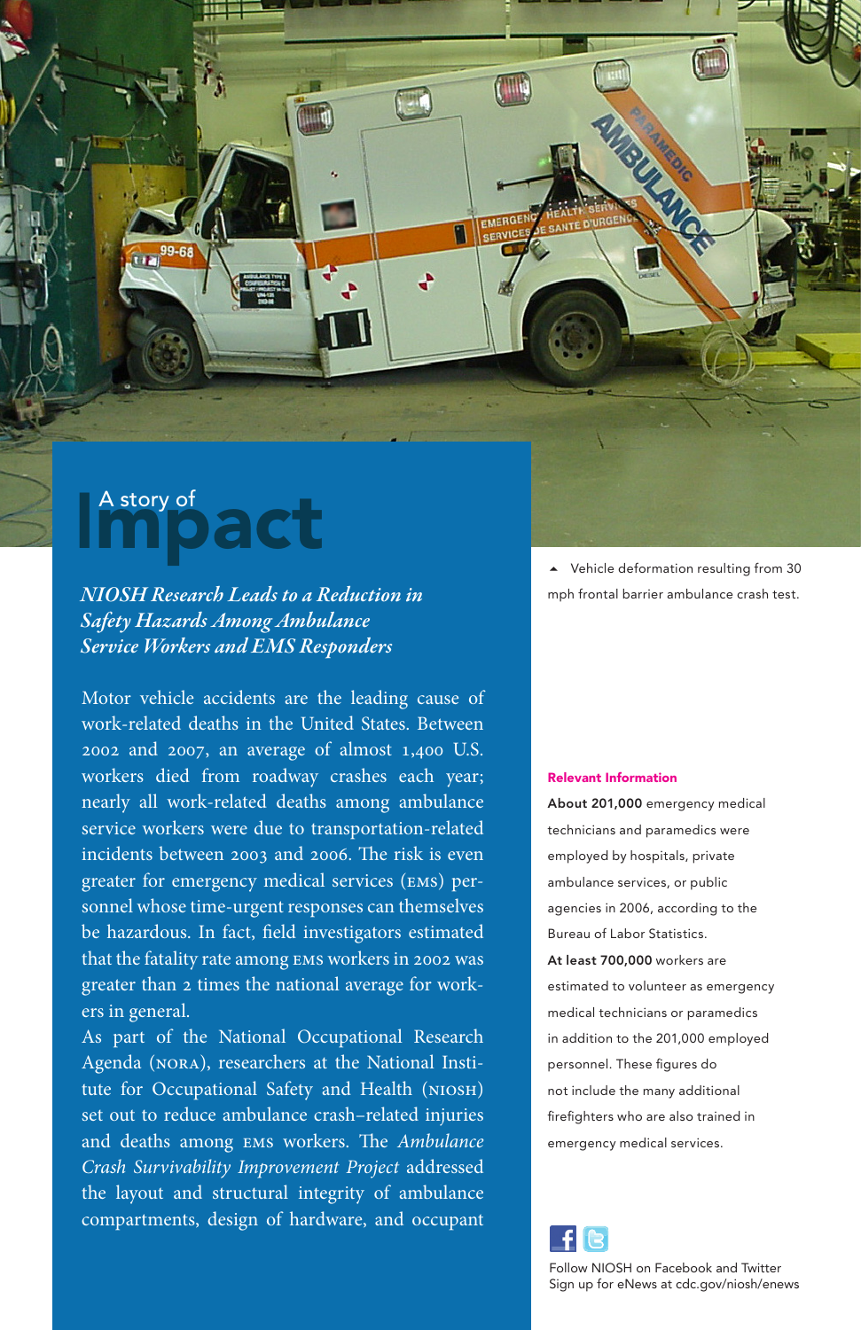# A story of Impact

## *NIOSH Research Leads to a Reduction in Safety Hazards Among Ambulance Service Workers and EMS Responders*

Motor vehicle accidents are the leading cause of work-related deaths in the United States. Between 2002 and 2007, an average of almost 1,400 U.S. workers died from roadway crashes each year; nearly all work-related deaths among ambulance service workers were due to transportation-related incidents between 2003 and 2006. The risk is even greater for emergency medical services (EMS) personnel whose time-urgent responses can themselves be hazardous. In fact, field investigators estimated that the fatality rate among EMS workers in 2002 was greater than 2 times the national average for workers in general.

As part of the National Occupational Research Agenda (NORA), researchers at the National Institute for Occupational Safety and Health (NIOSH) set out to reduce ambulance crash–related injuries and deaths among EMS workers. The *Ambulance Crash Survivability Improvement Project* addressed the layout and structural integrity of ambulance compartments, design of hardware, and occupant

▲ Vehicle deformation resulting from 30 mph frontal barrier ambulance crash test.

**Relevant Information**

**About 201,000** emergency medical technicians and paramedics were employed by hospitals, private ambulance services, or public agencies in 2006, according to the Bureau of Labor Statistics.

**At least 700,000** workers are estimated to volunteer as emergency medical technicians or paramedics in addition to the 201,000 employed personnel. These figures do not include the many additional firefighters who are also trained in emergency medical services.

Follow NIOSH on Facebook and Twitter
Sign up for eNews at cdc.gov/niosh/enews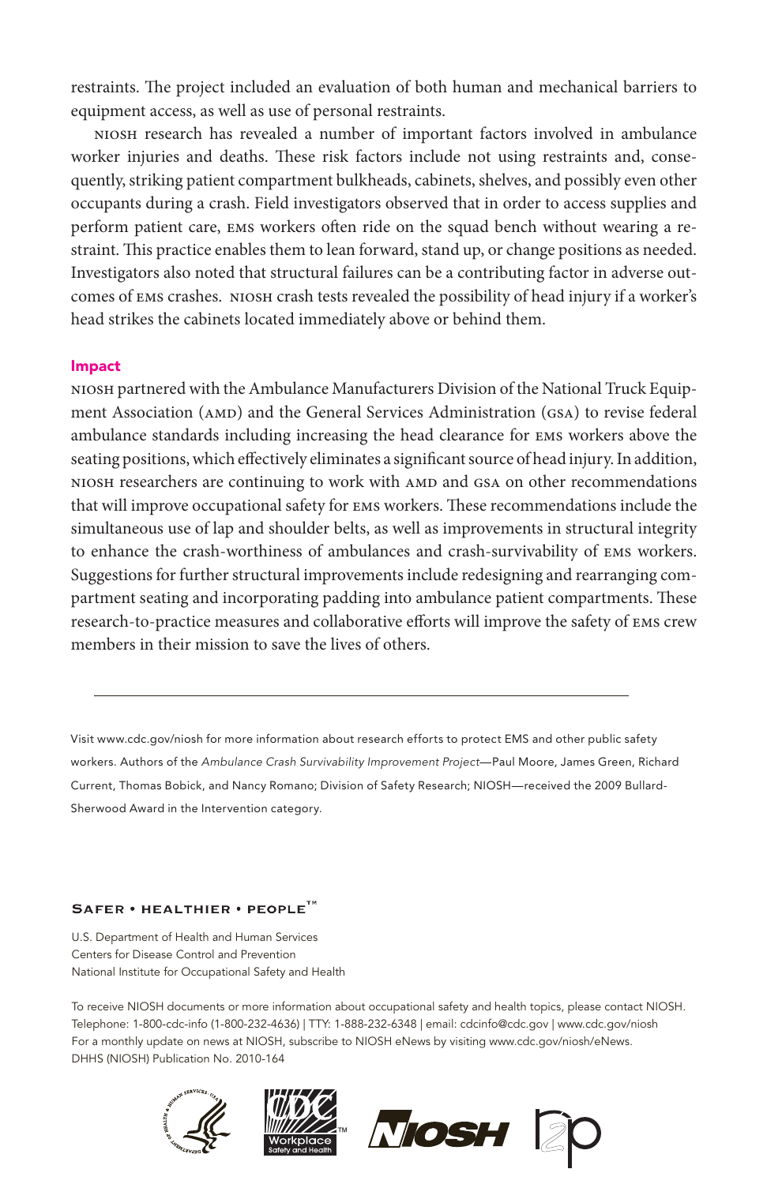restraints. The project included an evaluation of both human and mechanical barriers to equipment access, as well as use of personal restraints.

NIOSH research has revealed a number of important factors involved in ambulance worker injuries and deaths. These risk factors include not using restraints and, consequently, striking patient compartment bulkheads, cabinets, shelves, and possibly even other occupants during a crash. Field investigators observed that in order to access supplies and perform patient care, EMS workers often ride on the squad bench without wearing a restraint. This practice enables them to lean forward, stand up, or change positions as needed. Investigators also noted that structural failures can be a contributing factor in adverse outcomes of EMS crashes. NIOSH crash tests revealed the possibility of head injury if a worker's head strikes the cabinets located immediately above or behind them.

## Impact

NIOSH partnered with the Ambulance Manufacturers Division of the National Truck Equipment Association (AMD) and the General Services Administration (GSA) to revise federal ambulance standards including increasing the head clearance for EMS workers above the seating positions, which effectively eliminates a significant source of head injury. In addition, NIOSH researchers are continuing to work with AMD and GSA on other recommendations that will improve occupational safety for EMS workers. These recommendations include the simultaneous use of lap and shoulder belts, as well as improvements in structural integrity to enhance the crash-worthiness of ambulances and crash-survivability of EMS workers. Suggestions for further structural improvements include redesigning and rearranging compartment seating and incorporating padding into ambulance patient compartments. These research-to-practice measures and collaborative efforts will improve the safety of EMS crew members in their mission to save the lives of others.

---

Visit www.cdc.gov/niosh for more information about research efforts to protect EMS and other public safety workers. Authors of the *Ambulance Crash Survivability Improvement Project*—Paul Moore, James Green, Richard Current, Thomas Bobick, and Nancy Romano; Division of Safety Research; NIOSH—received the 2009 Bullard-Sherwood Award in the Intervention category.

**SAFER • HEALTHIER • PEOPLE™**

U.S. Department of Health and Human Services
Centers for Disease Control and Prevention
National Institute for Occupational Safety and Health

To receive NIOSH documents or more information about occupational safety and health topics, please contact NIOSH.
Telephone: 1-800-cdc-info (1-800-232-4636) | TTY: 1-888-232-6348 | email: cdcinfo@cdc.gov | www.cdc.gov/niosh
For a monthly update on news at NIOSH, subscribe to NIOSH eNews by visiting www.cdc.gov/niosh/eNews.
DHHS (NIOSH) Publication No. 2010-164